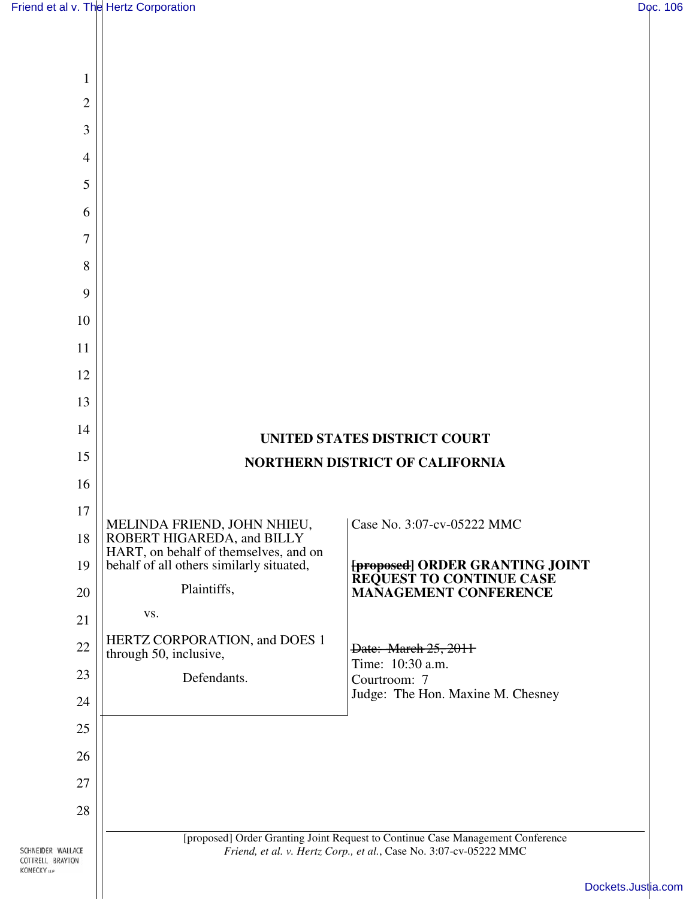**UNITED STATES DISTRICT COURT**

**NORTHERN DISTRICT OF CALIFORNIA**

| | |
|---|---|
| MELINDA FRIEND, JOHN NHIEU, ROBERT HIGAREDA, and BILLY HART, on behalf of themselves, and on behalf of all others similarly situated,<br><br>Plaintiffs,<br><br>vs.<br><br>HERTZ CORPORATION, and DOES 1 through 50, inclusive,<br><br>Defendants. | Case No. 3:07-cv-05222 MMC<br><br>~~[proposed]~~ **ORDER GRANTING JOINT REQUEST TO CONTINUE CASE MANAGEMENT CONFERENCE**<br><br>~~Date: March 25, 2011~~<br>Time: 10:30 a.m.<br>Courtroom: 7<br>Judge: The Hon. Maxine M. Chesney |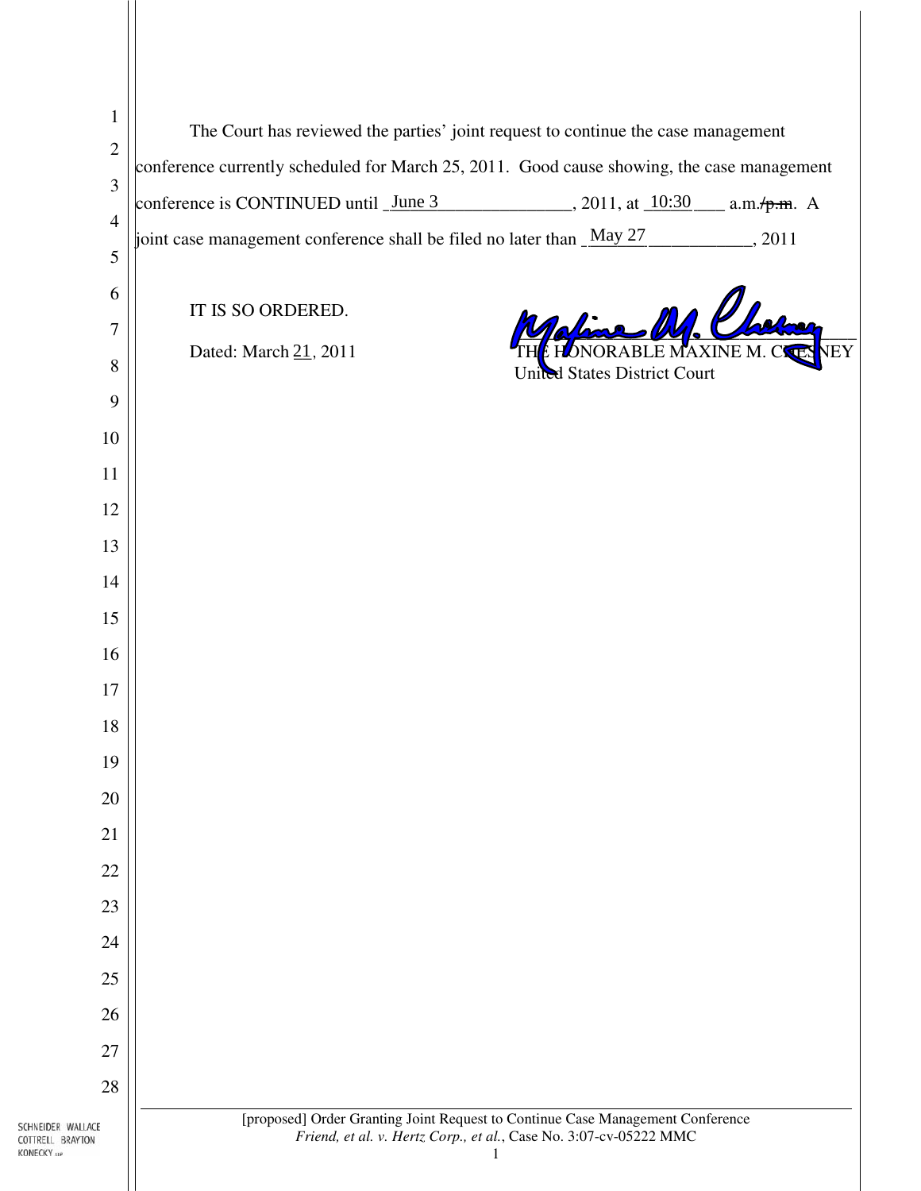The Court has reviewed the parties' joint request to continue the case management conference currently scheduled for March 25, 2011. Good cause showing, the case management conference is CONTINUED until June 3, 2011, at 10:30 a.m. ~~/p.m.~~ A joint case management conference shall be filed no later than May 27, 2011

IT IS SO ORDERED.

Dated: March 21, 2011

THE HONORABLE MAXINE M. CHESNEY
United States District Court

[proposed] Order Granting Joint Request to Continue Case Management Conference
*Friend, et al. v. Hertz Corp., et al.*, Case No. 3:07-cv-05222 MMC